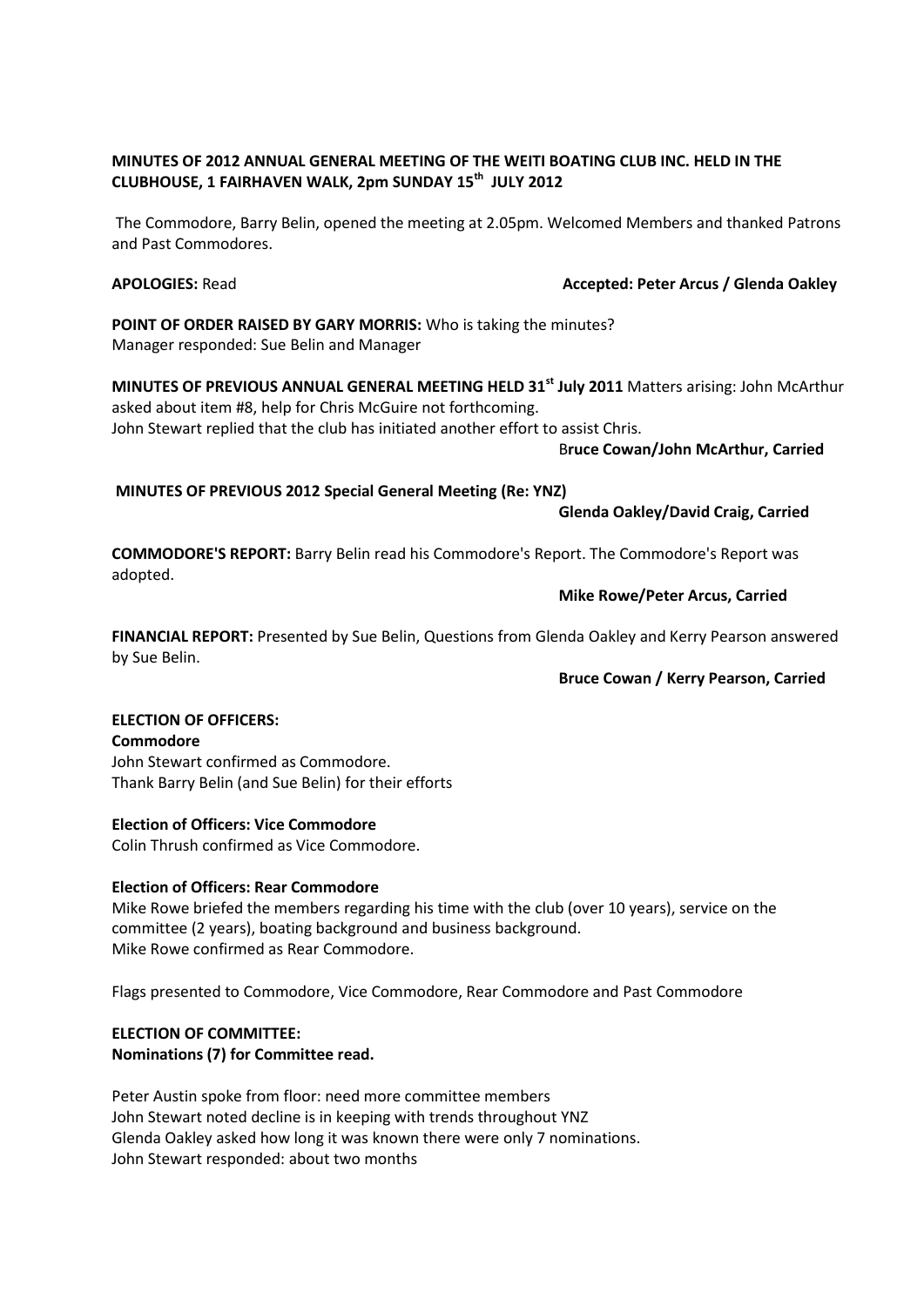**MINUTES OF 2012 ANNUAL GENERAL MEETING OF THE WEITI BOATING CLUB INC. HELD IN THE CLUBHOUSE, 1 FAIRHAVEN WALK, 2pm SUNDAY 15th JULY 2012**

The Commodore, Barry Belin, opened the meeting at 2.05pm. Welcomed Members and thanked Patrons and Past Commodores.

**APOLOGIES:** Read **Accepted: Peter Arcus / Glenda Oakley**

**POINT OF ORDER RAISED BY GARY MORRIS:** Who is taking the minutes?
Manager responded: Sue Belin and Manager

**MINUTES OF PREVIOUS ANNUAL GENERAL MEETING HELD 31st July 2011** Matters arising: John McArthur asked about item #8, help for Chris McGuire not forthcoming.
John Stewart replied that the club has initiated another effort to assist Chris.

B**ruce Cowan/John McArthur, Carried**

**MINUTES OF PREVIOUS 2012 Special General Meeting (Re: YNZ)**

**Glenda Oakley/David Craig, Carried**

**COMMODORE'S REPORT:** Barry Belin read his Commodore's Report. The Commodore's Report was adopted.

**Mike Rowe/Peter Arcus, Carried**

**FINANCIAL REPORT:** Presented by Sue Belin, Questions from Glenda Oakley and Kerry Pearson answered by Sue Belin.

**Bruce Cowan / Kerry Pearson, Carried**

**ELECTION OF OFFICERS:**

**Commodore**

John Stewart confirmed as Commodore.
Thank Barry Belin (and Sue Belin) for their efforts

**Election of Officers: Vice Commodore**

Colin Thrush confirmed as Vice Commodore.

**Election of Officers: Rear Commodore**

Mike Rowe briefed the members regarding his time with the club (over 10 years), service on the committee (2 years), boating background and business background.
Mike Rowe confirmed as Rear Commodore.

Flags presented to Commodore, Vice Commodore, Rear Commodore and Past Commodore

**ELECTION OF COMMITTEE:**

**Nominations (7) for Committee read.**

Peter Austin spoke from floor: need more committee members
John Stewart noted decline is in keeping with trends throughout YNZ
Glenda Oakley asked how long it was known there were only 7 nominations.
John Stewart responded: about two months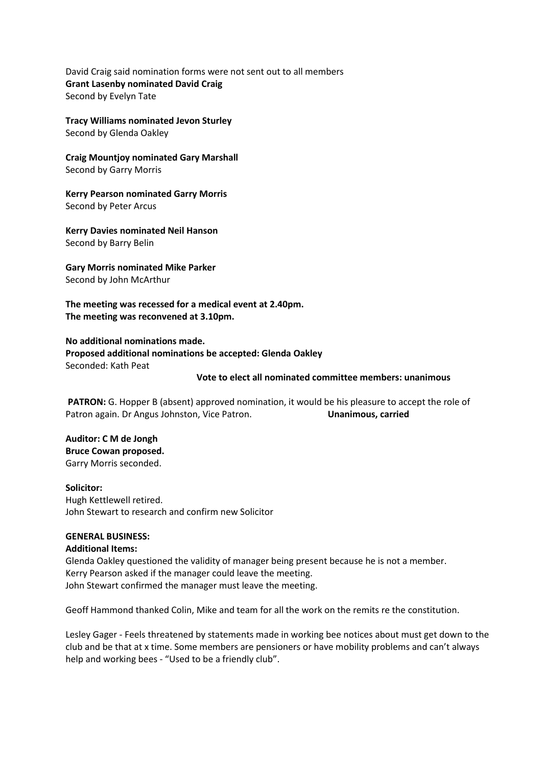David Craig said nomination forms were not sent out to all members
**Grant Lasenby nominated David Craig**
Second by Evelyn Tate

**Tracy Williams nominated Jevon Sturley**
Second by Glenda Oakley

**Craig Mountjoy nominated Gary Marshall**
Second by Garry Morris

**Kerry Pearson nominated Garry Morris**
Second by Peter Arcus

**Kerry Davies nominated Neil Hanson**
Second by Barry Belin

**Gary Morris nominated Mike Parker**
Second by John McArthur

**The meeting was recessed for a medical event at 2.40pm.**
**The meeting was reconvened at 3.10pm.**

**No additional nominations made.**
**Proposed additional nominations be accepted: Glenda Oakley**
Seconded: Kath Peat

**Vote to elect all nominated committee members: unanimous**

**PATRON:** G. Hopper B (absent) approved nomination, it would be his pleasure to accept the role of Patron again. Dr Angus Johnston, Vice Patron. **Unanimous, carried**

**Auditor: C M de Jongh**
**Bruce Cowan proposed.**
Garry Morris seconded.

**Solicitor:**
Hugh Kettlewell retired.
John Stewart to research and confirm new Solicitor

**GENERAL BUSINESS:**

**Additional Items:**

Glenda Oakley questioned the validity of manager being present because he is not a member.
Kerry Pearson asked if the manager could leave the meeting.
John Stewart confirmed the manager must leave the meeting.

Geoff Hammond thanked Colin, Mike and team for all the work on the remits re the constitution.

Lesley Gager - Feels threatened by statements made in working bee notices about must get down to the club and be that at x time. Some members are pensioners or have mobility problems and can't always help and working bees - "Used to be a friendly club".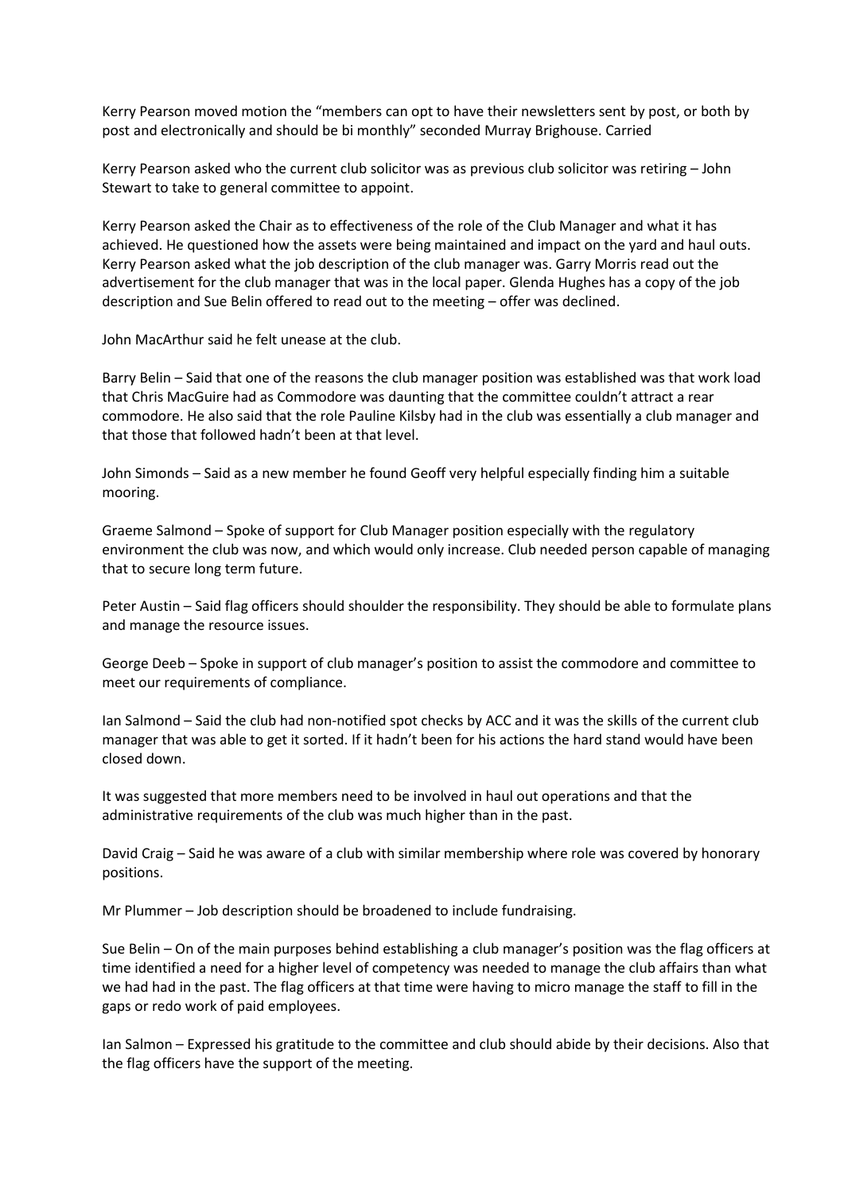Kerry Pearson moved motion the "members can opt to have their newsletters sent by post, or both by post and electronically and should be bi monthly" seconded Murray Brighouse. Carried

Kerry Pearson asked who the current club solicitor was as previous club solicitor was retiring – John Stewart to take to general committee to appoint.

Kerry Pearson asked the Chair as to effectiveness of the role of the Club Manager and what it has achieved. He questioned how the assets were being maintained and impact on the yard and haul outs. Kerry Pearson asked what the job description of the club manager was. Garry Morris read out the advertisement for the club manager that was in the local paper. Glenda Hughes has a copy of the job description and Sue Belin offered to read out to the meeting – offer was declined.

John MacArthur said he felt unease at the club.

Barry Belin – Said that one of the reasons the club manager position was established was that work load that Chris MacGuire had as Commodore was daunting that the committee couldn't attract a rear commodore. He also said that the role Pauline Kilsby had in the club was essentially a club manager and that those that followed hadn't been at that level.

John Simonds – Said as a new member he found Geoff very helpful especially finding him a suitable mooring.

Graeme Salmond – Spoke of support for Club Manager position especially with the regulatory environment the club was now, and which would only increase. Club needed person capable of managing that to secure long term future.

Peter Austin – Said flag officers should shoulder the responsibility. They should be able to formulate plans and manage the resource issues.

George Deeb – Spoke in support of club manager's position to assist the commodore and committee to meet our requirements of compliance.

Ian Salmond – Said the club had non-notified spot checks by ACC and it was the skills of the current club manager that was able to get it sorted. If it hadn't been for his actions the hard stand would have been closed down.

It was suggested that more members need to be involved in haul out operations and that the administrative requirements of the club was much higher than in the past.

David Craig – Said he was aware of a club with similar membership where role was covered by honorary positions.

Mr Plummer – Job description should be broadened to include fundraising.

Sue Belin – On of the main purposes behind establishing a club manager's position was the flag officers at time identified a need for a higher level of competency was needed to manage the club affairs than what we had had in the past. The flag officers at that time were having to micro manage the staff to fill in the gaps or redo work of paid employees.

Ian Salmon – Expressed his gratitude to the committee and club should abide by their decisions. Also that the flag officers have the support of the meeting.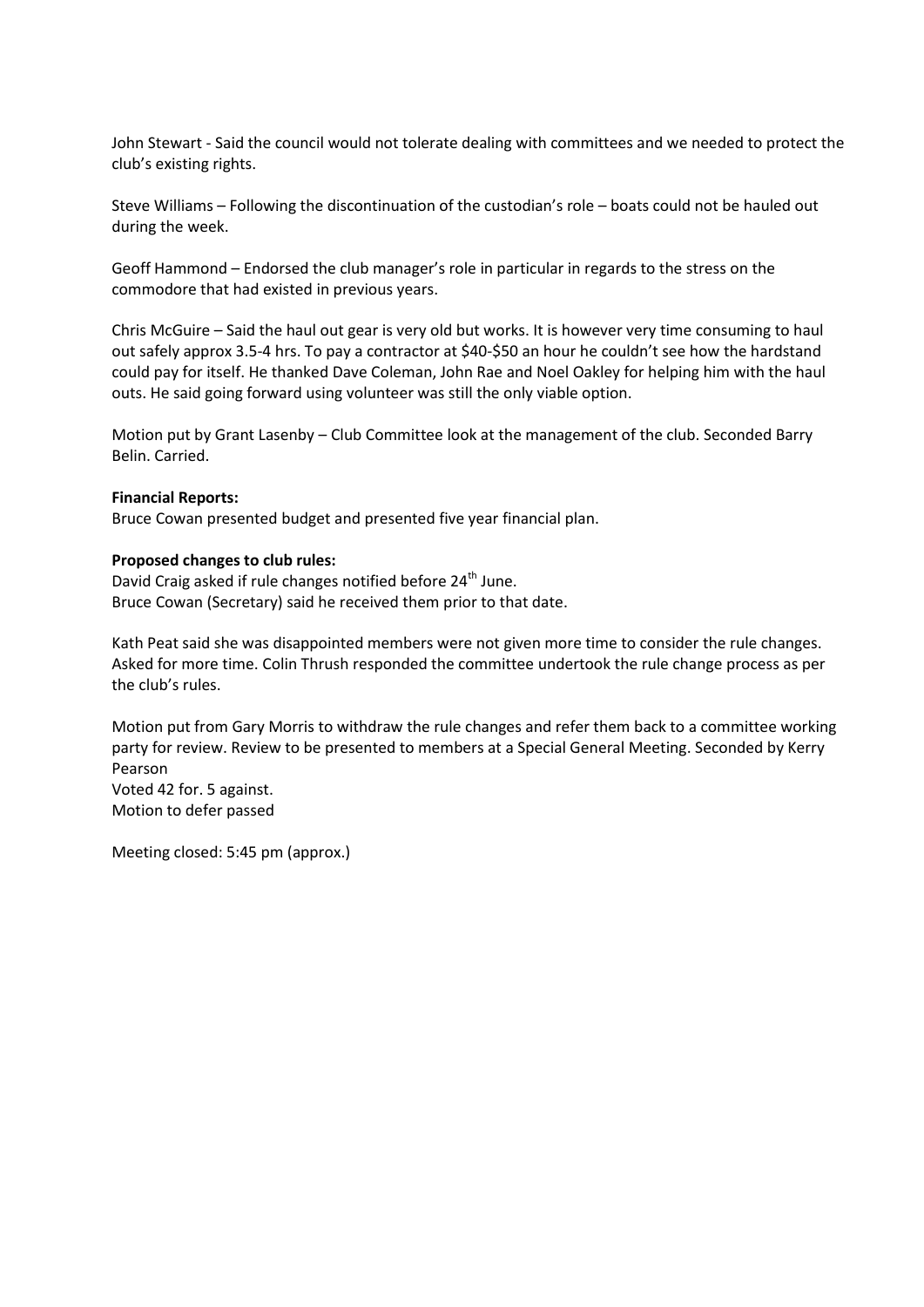John Stewart - Said the council would not tolerate dealing with committees and we needed to protect the club's existing rights.

Steve Williams – Following the discontinuation of the custodian's role – boats could not be hauled out during the week.

Geoff Hammond – Endorsed the club manager's role in particular in regards to the stress on the commodore that had existed in previous years.

Chris McGuire – Said the haul out gear is very old but works. It is however very time consuming to haul out safely approx 3.5-4 hrs. To pay a contractor at $40-$50 an hour he couldn't see how the hardstand could pay for itself. He thanked Dave Coleman, John Rae and Noel Oakley for helping him with the haul outs. He said going forward using volunteer was still the only viable option.

Motion put by Grant Lasenby – Club Committee look at the management of the club. Seconded Barry Belin. Carried.

**Financial Reports:**

Bruce Cowan presented budget and presented five year financial plan.

**Proposed changes to club rules:**

David Craig asked if rule changes notified before 24th June.
Bruce Cowan (Secretary) said he received them prior to that date.

Kath Peat said she was disappointed members were not given more time to consider the rule changes. Asked for more time. Colin Thrush responded the committee undertook the rule change process as per the club's rules.

Motion put from Gary Morris to withdraw the rule changes and refer them back to a committee working party for review. Review to be presented to members at a Special General Meeting. Seconded by Kerry Pearson
Voted 42 for. 5 against.
Motion to defer passed

Meeting closed: 5:45 pm (approx.)